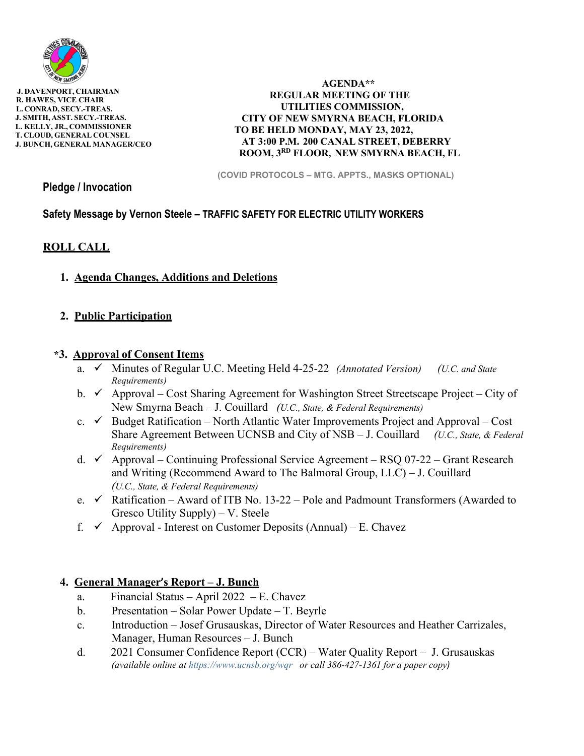J. DAVENPORT, CHAIRMAN
R. HAWES, VICE CHAIR
L. CONRAD, SECY.-TREAS.
J. SMITH, ASST. SECY.-TREAS.
L. KELLY, JR., COMMISSIONER
T. CLOUD, GENERAL COUNSEL
J. BUNCH, GENERAL MANAGER/CEO

**AGENDA****
**REGULAR MEETING OF THE UTILITIES COMMISSION, CITY OF NEW SMYRNA BEACH, FLORIDA TO BE HELD MONDAY, MAY 23, 2022, AT 3:00 P.M. 200 CANAL STREET, DEBERRY ROOM, 3RD FLOOR, NEW SMYRNA BEACH, FL**

**(COVID PROTOCOLS – MTG. APPTS., MASKS OPTIONAL)**

**Pledge / Invocation**

**Safety Message by Vernon Steele – TRAFFIC SAFETY FOR ELECTRIC UTILITY WORKERS**

**ROLL CALL**

1. **Agenda Changes, Additions and Deletions**

2. **Public Participation**

*3. **Approval of Consent Items**
   a. ✓ Minutes of Regular U.C. Meeting Held 4-25-22 *(Annotated Version)* *(U.C. and State Requirements)*
   b. ✓ Approval – Cost Sharing Agreement for Washington Street Streetscape Project – City of New Smyrna Beach – J. Couillard *(U.C., State, & Federal Requirements)*
   c. ✓ Budget Ratification – North Atlantic Water Improvements Project and Approval – Cost Share Agreement Between UCNSB and City of NSB – J. Couillard *(U.C., State, & Federal Requirements)*
   d. ✓ Approval – Continuing Professional Service Agreement – RSQ 07-22 – Grant Research and Writing (Recommend Award to The Balmoral Group, LLC) – J. Couillard *(U.C., State, & Federal Requirements)*
   e. ✓ Ratification – Award of ITB No. 13-22 – Pole and Padmount Transformers (Awarded to Gresco Utility Supply) – V. Steele
   f. ✓ Approval - Interest on Customer Deposits (Annual) – E. Chavez

4. **General Manager's Report – J. Bunch**
   a. Financial Status – April 2022 – E. Chavez
   b. Presentation – Solar Power Update – T. Beyrle
   c. Introduction – Josef Grusauskas, Director of Water Resources and Heather Carrizales, Manager, Human Resources – J. Bunch
   d. 2021 Consumer Confidence Report (CCR) – Water Quality Report – J. Grusauskas *(available online at https://www.ucnsb.org/wqr or call 386-427-1361 for a paper copy)*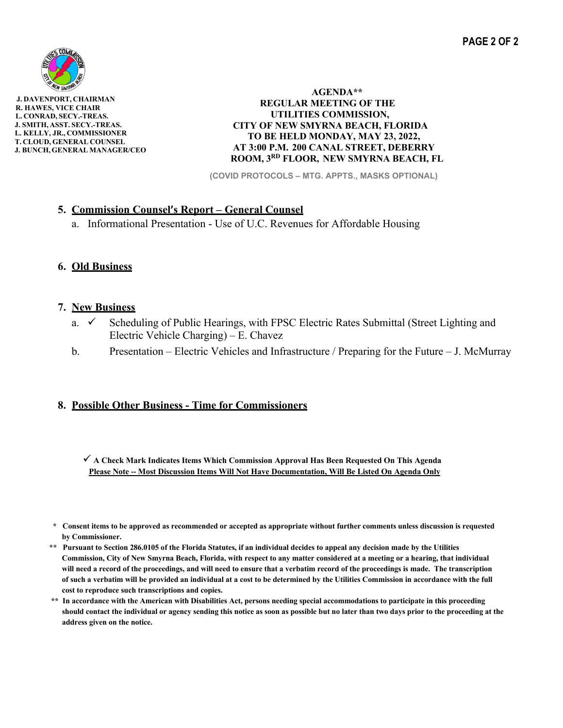J. DAVENPORT, CHAIRMAN
R. HAWES, VICE CHAIR
L. CONRAD, SECY.-TREAS.
J. SMITH, ASST. SECY.-TREAS.
L. KELLY, JR., COMMISSIONER
T. CLOUD, GENERAL COUNSEL
J. BUNCH, GENERAL MANAGER/CEO

**AGENDA\*\***
**REGULAR MEETING OF THE UTILITIES COMMISSION, CITY OF NEW SMYRNA BEACH, FLORIDA TO BE HELD MONDAY, MAY 23, 2022, AT 3:00 P.M. 200 CANAL STREET, DEBERRY ROOM, 3RD FLOOR, NEW SMYRNA BEACH, FL**

**(COVID PROTOCOLS – MTG. APPTS., MASKS OPTIONAL)**

5. **Commission Counsel's Report – General Counsel**
   a. Informational Presentation - Use of U.C. Revenues for Affordable Housing

6. **Old Business**

7. **New Business**
   a. ✓ Scheduling of Public Hearings, with FPSC Electric Rates Submittal (Street Lighting and Electric Vehicle Charging) – E. Chavez
   b. Presentation – Electric Vehicles and Infrastructure / Preparing for the Future – J. McMurray

8. **Possible Other Business - Time for Commissioners**

✓ **A Check Mark Indicates Items Which Commission Approval Has Been Requested On This Agenda**
**Please Note -- Most Discussion Items Will Not Have Documentation, Will Be Listed On Agenda Only**

**\* Consent items to be approved as recommended or accepted as appropriate without further comments unless discussion is requested by Commissioner.**

**\*\* Pursuant to Section 286.0105 of the Florida Statutes, if an individual decides to appeal any decision made by the Utilities Commission, City of New Smyrna Beach, Florida, with respect to any matter considered at a meeting or a hearing, that individual will need a record of the proceedings, and will need to ensure that a verbatim record of the proceedings is made. The transcription of such a verbatim will be provided an individual at a cost to be determined by the Utilities Commission in accordance with the full cost to reproduce such transcriptions and copies.**

**\*\* In accordance with the American with Disabilities Act, persons needing special accommodations to participate in this proceeding should contact the individual or agency sending this notice as soon as possible but no later than two days prior to the proceeding at the address given on the notice.**